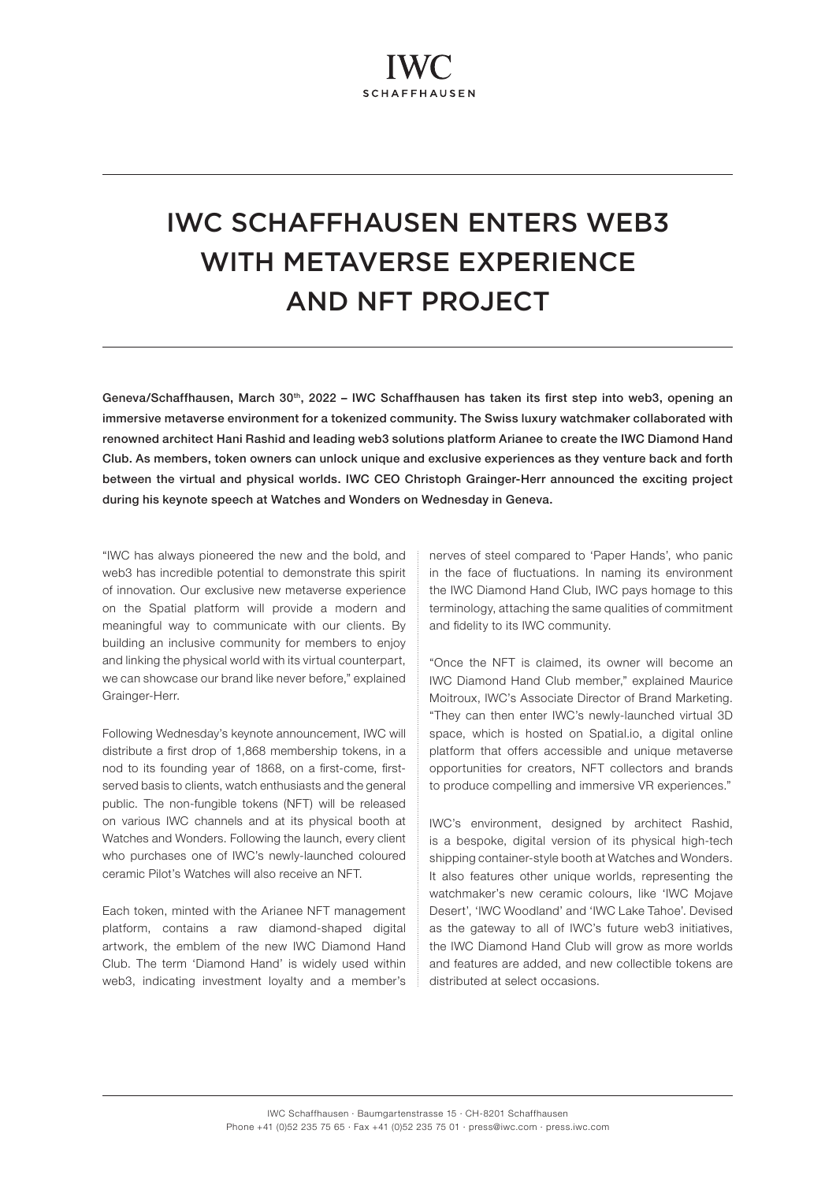IWC
SCHAFFHAUSEN

# IWC SCHAFFHAUSEN ENTERS WEB3 WITH METAVERSE EXPERIENCE AND NFT PROJECT

**Geneva/Schaffhausen, March 30th, 2022 – IWC Schaffhausen has taken its first step into web3, opening an immersive metaverse environment for a tokenized community. The Swiss luxury watchmaker collaborated with renowned architect Hani Rashid and leading web3 solutions platform Arianee to create the IWC Diamond Hand Club. As members, token owners can unlock unique and exclusive experiences as they venture back and forth between the virtual and physical worlds. IWC CEO Christoph Grainger-Herr announced the exciting project during his keynote speech at Watches and Wonders on Wednesday in Geneva.**

"IWC has always pioneered the new and the bold, and web3 has incredible potential to demonstrate this spirit of innovation. Our exclusive new metaverse experience on the Spatial platform will provide a modern and meaningful way to communicate with our clients. By building an inclusive community for members to enjoy and linking the physical world with its virtual counterpart, we can showcase our brand like never before," explained Grainger-Herr.

Following Wednesday's keynote announcement, IWC will distribute a first drop of 1,868 membership tokens, in a nod to its founding year of 1868, on a first-come, first-served basis to clients, watch enthusiasts and the general public. The non-fungible tokens (NFT) will be released on various IWC channels and at its physical booth at Watches and Wonders. Following the launch, every client who purchases one of IWC's newly-launched coloured ceramic Pilot's Watches will also receive an NFT.

Each token, minted with the Arianee NFT management platform, contains a raw diamond-shaped digital artwork, the emblem of the new IWC Diamond Hand Club. The term 'Diamond Hand' is widely used within web3, indicating investment loyalty and a member's nerves of steel compared to 'Paper Hands', who panic in the face of fluctuations. In naming its environment the IWC Diamond Hand Club, IWC pays homage to this terminology, attaching the same qualities of commitment and fidelity to its IWC community.

"Once the NFT is claimed, its owner will become an IWC Diamond Hand Club member," explained Maurice Moitroux, IWC's Associate Director of Brand Marketing. "They can then enter IWC's newly-launched virtual 3D space, which is hosted on Spatial.io, a digital online platform that offers accessible and unique metaverse opportunities for creators, NFT collectors and brands to produce compelling and immersive VR experiences."

IWC's environment, designed by architect Rashid, is a bespoke, digital version of its physical high-tech shipping container-style booth at Watches and Wonders. It also features other unique worlds, representing the watchmaker's new ceramic colours, like 'IWC Mojave Desert', 'IWC Woodland' and 'IWC Lake Tahoe'. Devised as the gateway to all of IWC's future web3 initiatives, the IWC Diamond Hand Club will grow as more worlds and features are added, and new collectible tokens are distributed at select occasions.

IWC Schaffhausen · Baumgartenstrasse 15 · CH-8201 Schaffhausen
Phone +41 (0)52 235 75 65 · Fax +41 (0)52 235 75 01 · press@iwc.com · press.iwc.com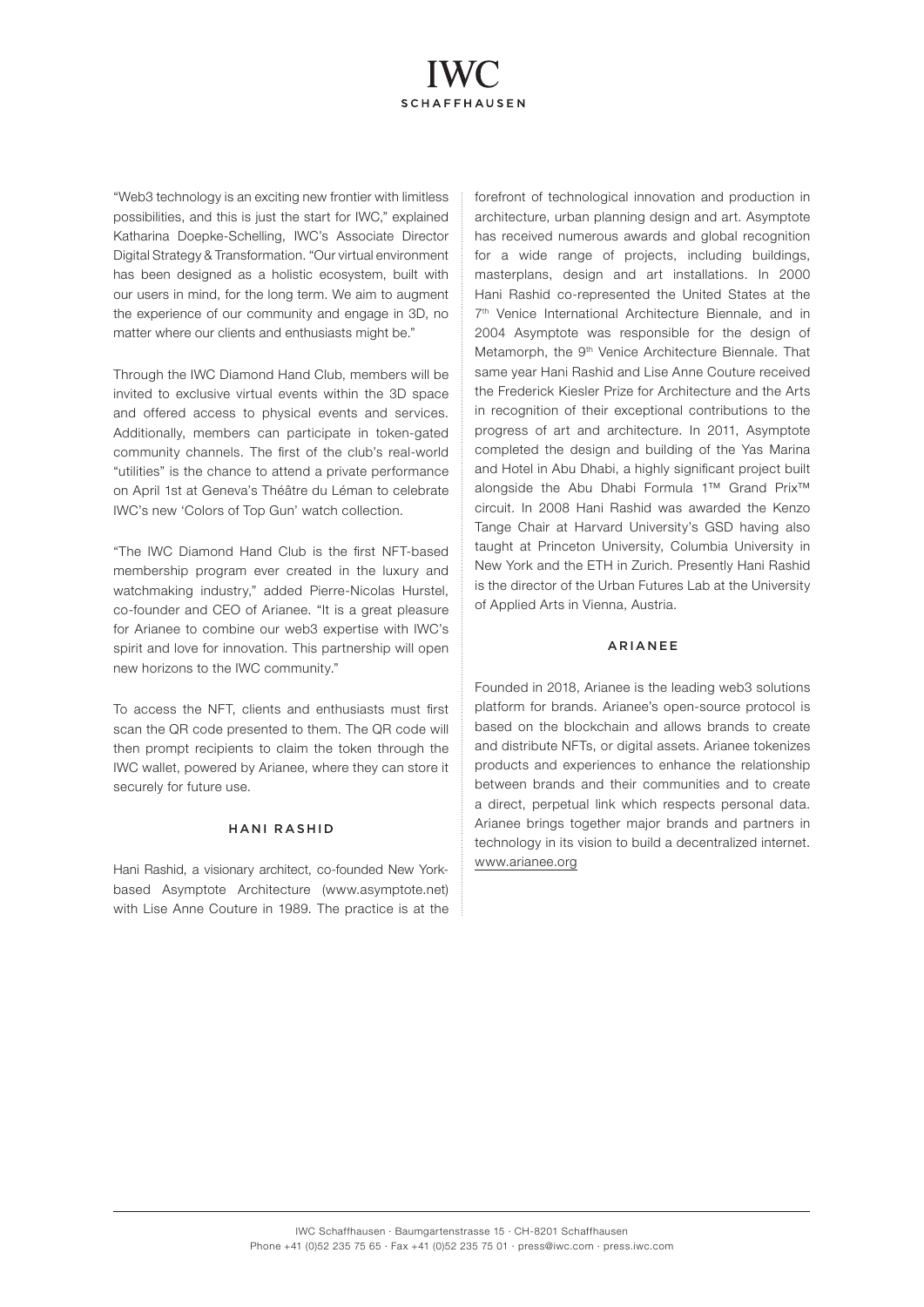"Web3 technology is an exciting new frontier with limitless possibilities, and this is just the start for IWC," explained Katharina Doepke-Schelling, IWC's Associate Director Digital Strategy & Transformation. "Our virtual environment has been designed as a holistic ecosystem, built with our users in mind, for the long term. We aim to augment the experience of our community and engage in 3D, no matter where our clients and enthusiasts might be."

Through the IWC Diamond Hand Club, members will be invited to exclusive virtual events within the 3D space and offered access to physical events and services. Additionally, members can participate in token-gated community channels. The first of the club's real-world "utilities" is the chance to attend a private performance on April 1st at Geneva's Théâtre du Léman to celebrate IWC's new 'Colors of Top Gun' watch collection.

"The IWC Diamond Hand Club is the first NFT-based membership program ever created in the luxury and watchmaking industry," added Pierre-Nicolas Hurstel, co-founder and CEO of Arianee. "It is a great pleasure for Arianee to combine our web3 expertise with IWC's spirit and love for innovation. This partnership will open new horizons to the IWC community."

To access the NFT, clients and enthusiasts must first scan the QR code presented to them. The QR code will then prompt recipients to claim the token through the IWC wallet, powered by Arianee, where they can store it securely for future use.

## HANI RASHID

Hani Rashid, a visionary architect, co-founded New York-based Asymptote Architecture (www.asymptote.net) with Lise Anne Couture in 1989. The practice is at the forefront of technological innovation and production in architecture, urban planning design and art. Asymptote has received numerous awards and global recognition for a wide range of projects, including buildings, masterplans, design and art installations. In 2000 Hani Rashid co-represented the United States at the 7th Venice International Architecture Biennale, and in 2004 Asymptote was responsible for the design of Metamorph, the 9th Venice Architecture Biennale. That same year Hani Rashid and Lise Anne Couture received the Frederick Kiesler Prize for Architecture and the Arts in recognition of their exceptional contributions to the progress of art and architecture. In 2011, Asymptote completed the design and building of the Yas Marina and Hotel in Abu Dhabi, a highly significant project built alongside the Abu Dhabi Formula 1™ Grand Prix™ circuit. In 2008 Hani Rashid was awarded the Kenzo Tange Chair at Harvard University's GSD having also taught at Princeton University, Columbia University in New York and the ETH in Zurich. Presently Hani Rashid is the director of the Urban Futures Lab at the University of Applied Arts in Vienna, Austria.

## ARIANEE

Founded in 2018, Arianee is the leading web3 solutions platform for brands. Arianee's open-source protocol is based on the blockchain and allows brands to create and distribute NFTs, or digital assets. Arianee tokenizes products and experiences to enhance the relationship between brands and their communities and to create a direct, perpetual link which respects personal data. Arianee brings together major brands and partners in technology in its vision to build a decentralized internet. www.arianee.org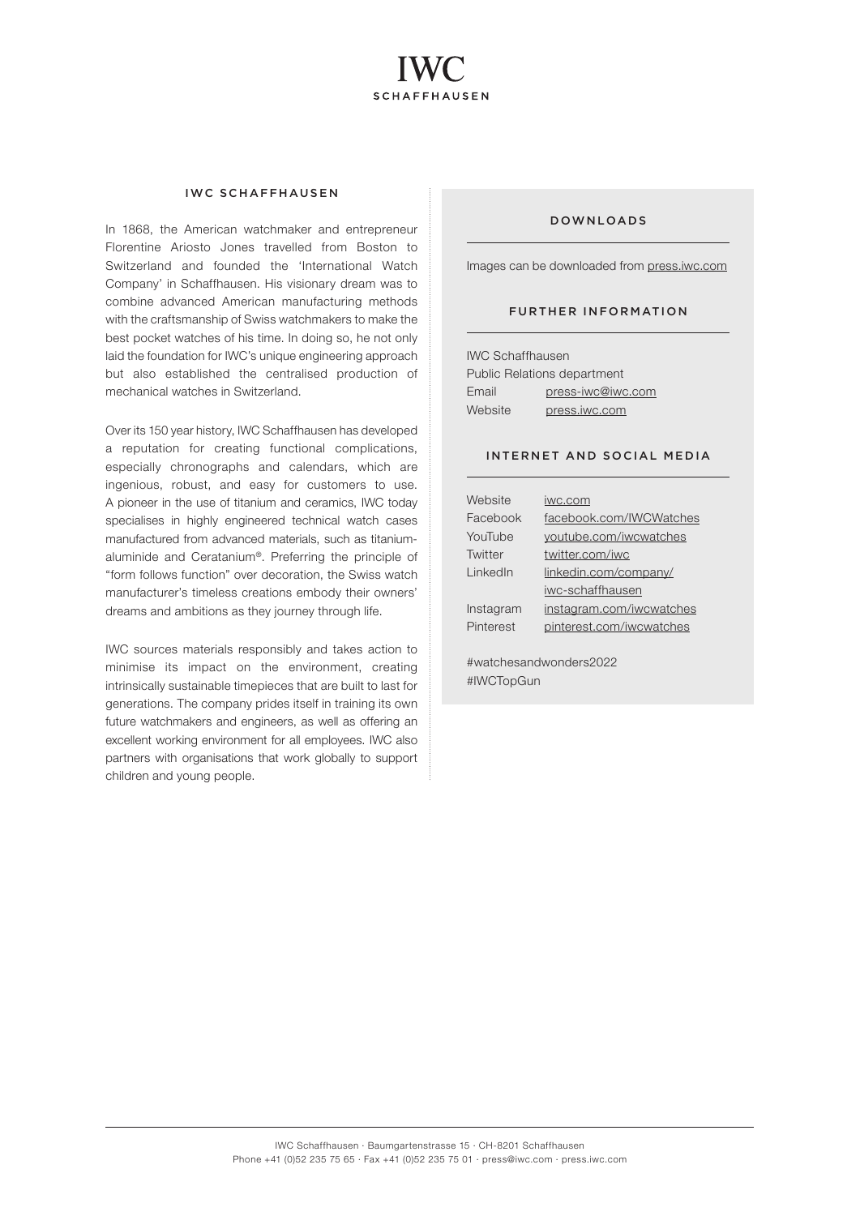## IWC SCHAFFHAUSEN

In 1868, the American watchmaker and entrepreneur Florentine Ariosto Jones travelled from Boston to Switzerland and founded the 'International Watch Company' in Schaffhausen. His visionary dream was to combine advanced American manufacturing methods with the craftsmanship of Swiss watchmakers to make the best pocket watches of his time. In doing so, he not only laid the foundation for IWC's unique engineering approach but also established the centralised production of mechanical watches in Switzerland.

Over its 150 year history, IWC Schaffhausen has developed a reputation for creating functional complications, especially chronographs and calendars, which are ingenious, robust, and easy for customers to use. A pioneer in the use of titanium and ceramics, IWC today specialises in highly engineered technical watch cases manufactured from advanced materials, such as titanium-aluminide and Ceratanium®. Preferring the principle of "form follows function" over decoration, the Swiss watch manufacturer's timeless creations embody their owners' dreams and ambitions as they journey through life.

IWC sources materials responsibly and takes action to minimise its impact on the environment, creating intrinsically sustainable timepieces that are built to last for generations. The company prides itself in training its own future watchmakers and engineers, as well as offering an excellent working environment for all employees. IWC also partners with organisations that work globally to support children and young people.

### DOWNLOADS

Images can be downloaded from press.iwc.com

### FURTHER INFORMATION

IWC Schaffhausen
Public Relations department
Email press-iwc@iwc.com
Website press.iwc.com

### INTERNET AND SOCIAL MEDIA

| | |
|---|---|
| Website | iwc.com |
| Facebook | facebook.com/IWCWatches |
| YouTube | youtube.com/iwcwatches |
| Twitter | twitter.com/iwc |
| LinkedIn | linkedin.com/company/iwc-schaffhausen |
| Instagram | instagram.com/iwcwatches |
| Pinterest | pinterest.com/iwcwatches |

#watchesandwonders2022
#IWCTopGun

IWC Schaffhausen · Baumgartenstrasse 15 · CH-8201 Schaffhausen
Phone +41 (0)52 235 75 65 · Fax +41 (0)52 235 75 01 · press@iwc.com · press.iwc.com